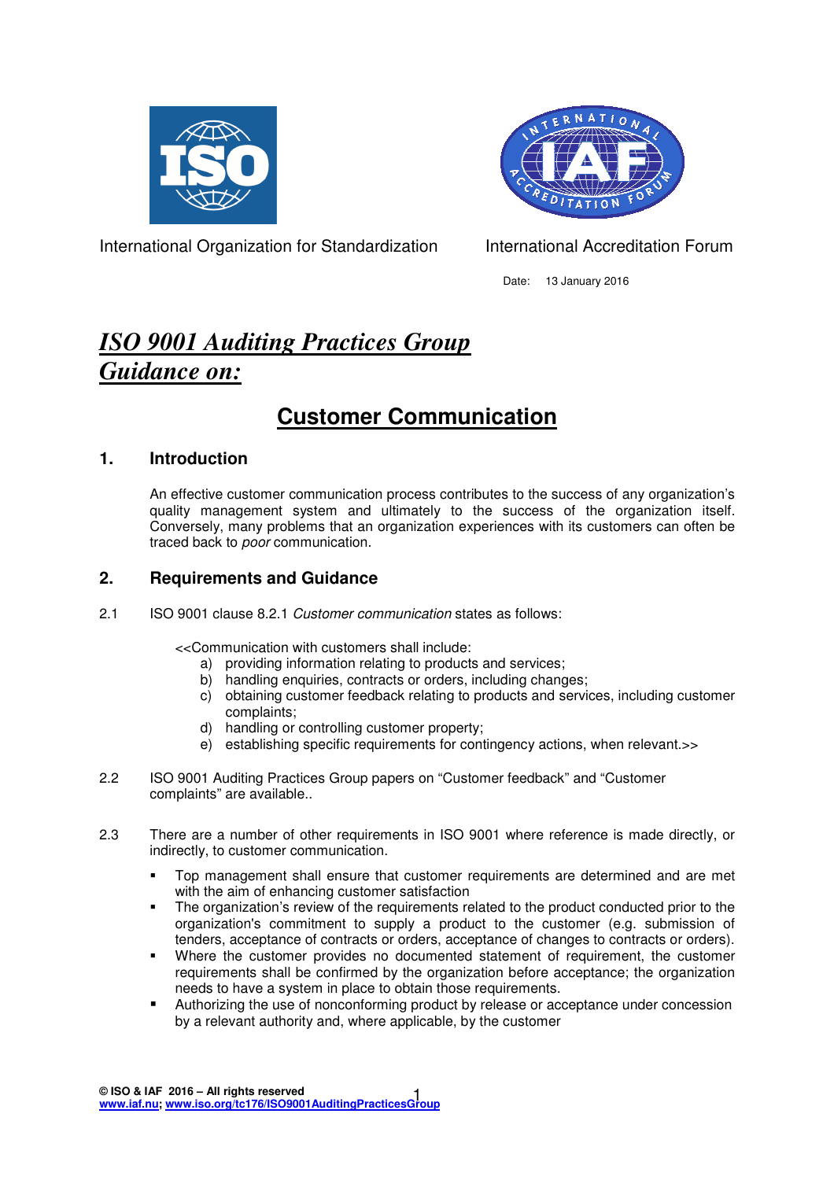International Organization for Standardization

International Accreditation Forum

Date: 13 January 2016

# *ISO 9001 Auditing Practices Group Guidance on:*

## Customer Communication

### 1. Introduction

An effective customer communication process contributes to the success of any organization's quality management system and ultimately to the success of the organization itself. Conversely, many problems that an organization experiences with its customers can often be traced back to *poor* communication.

### 2. Requirements and Guidance

2.1 ISO 9001 clause 8.2.1 *Customer communication* states as follows:

<<Communication with customers shall include:

a) providing information relating to products and services;
b) handling enquiries, contracts or orders, including changes;
c) obtaining customer feedback relating to products and services, including customer complaints;
d) handling or controlling customer property;
e) establishing specific requirements for contingency actions, when relevant.>>

2.2 ISO 9001 Auditing Practices Group papers on "Customer feedback" and "Customer complaints" are available..

2.3 There are a number of other requirements in ISO 9001 where reference is made directly, or indirectly, to customer communication.

- Top management shall ensure that customer requirements are determined and are met with the aim of enhancing customer satisfaction
- The organization's review of the requirements related to the product conducted prior to the organization's commitment to supply a product to the customer (e.g. submission of tenders, acceptance of contracts or orders, acceptance of changes to contracts or orders).
- Where the customer provides no documented statement of requirement, the customer requirements shall be confirmed by the organization before acceptance; the organization needs to have a system in place to obtain those requirements.
- Authorizing the use of nonconforming product by release or acceptance under concession by a relevant authority and, where applicable, by the customer

**© ISO & IAF 2016 – All rights reserved**
**www.iaf.nu; www.iso.org/tc176/ISO9001AuditingPracticesGroup**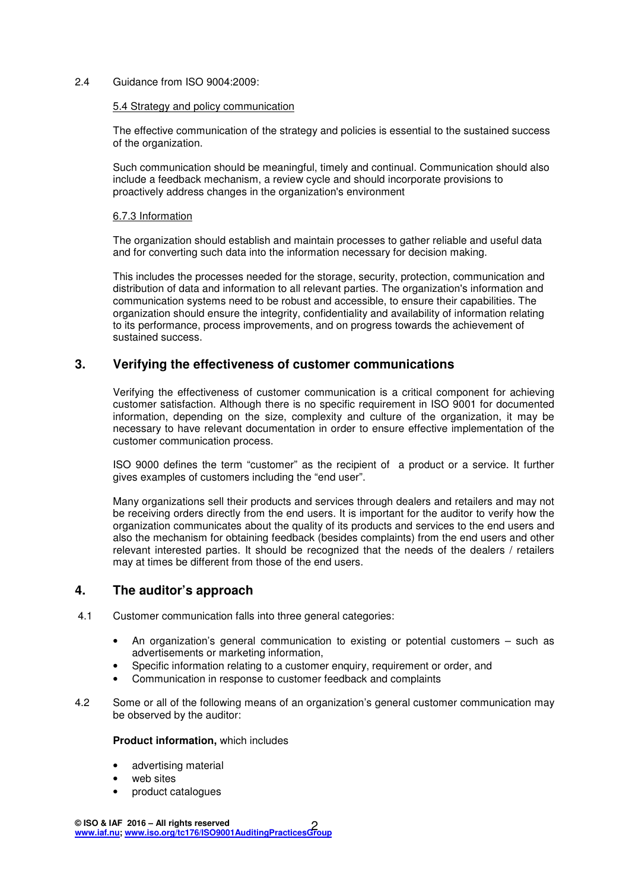2.4 Guidance from ISO 9004:2009:

5.4 Strategy and policy communication

The effective communication of the strategy and policies is essential to the sustained success of the organization.

Such communication should be meaningful, timely and continual. Communication should also include a feedback mechanism, a review cycle and should incorporate provisions to proactively address changes in the organization's environment

6.7.3 Information

The organization should establish and maintain processes to gather reliable and useful data and for converting such data into the information necessary for decision making.

This includes the processes needed for the storage, security, protection, communication and distribution of data and information to all relevant parties. The organization's information and communication systems need to be robust and accessible, to ensure their capabilities. The organization should ensure the integrity, confidentiality and availability of information relating to its performance, process improvements, and on progress towards the achievement of sustained success.

## 3. Verifying the effectiveness of customer communications

Verifying the effectiveness of customer communication is a critical component for achieving customer satisfaction. Although there is no specific requirement in ISO 9001 for documented information, depending on the size, complexity and culture of the organization, it may be necessary to have relevant documentation in order to ensure effective implementation of the customer communication process.

ISO 9000 defines the term "customer" as the recipient of a product or a service. It further gives examples of customers including the "end user".

Many organizations sell their products and services through dealers and retailers and may not be receiving orders directly from the end users. It is important for the auditor to verify how the organization communicates about the quality of its products and services to the end users and also the mechanism for obtaining feedback (besides complaints) from the end users and other relevant interested parties. It should be recognized that the needs of the dealers / retailers may at times be different from those of the end users.

## 4. The auditor's approach

4.1 Customer communication falls into three general categories:

- An organization's general communication to existing or potential customers – such as advertisements or marketing information,
- Specific information relating to a customer enquiry, requirement or order, and
- Communication in response to customer feedback and complaints

4.2 Some or all of the following means of an organization's general customer communication may be observed by the auditor:

**Product information,** which includes

- advertising material
- web sites
- product catalogues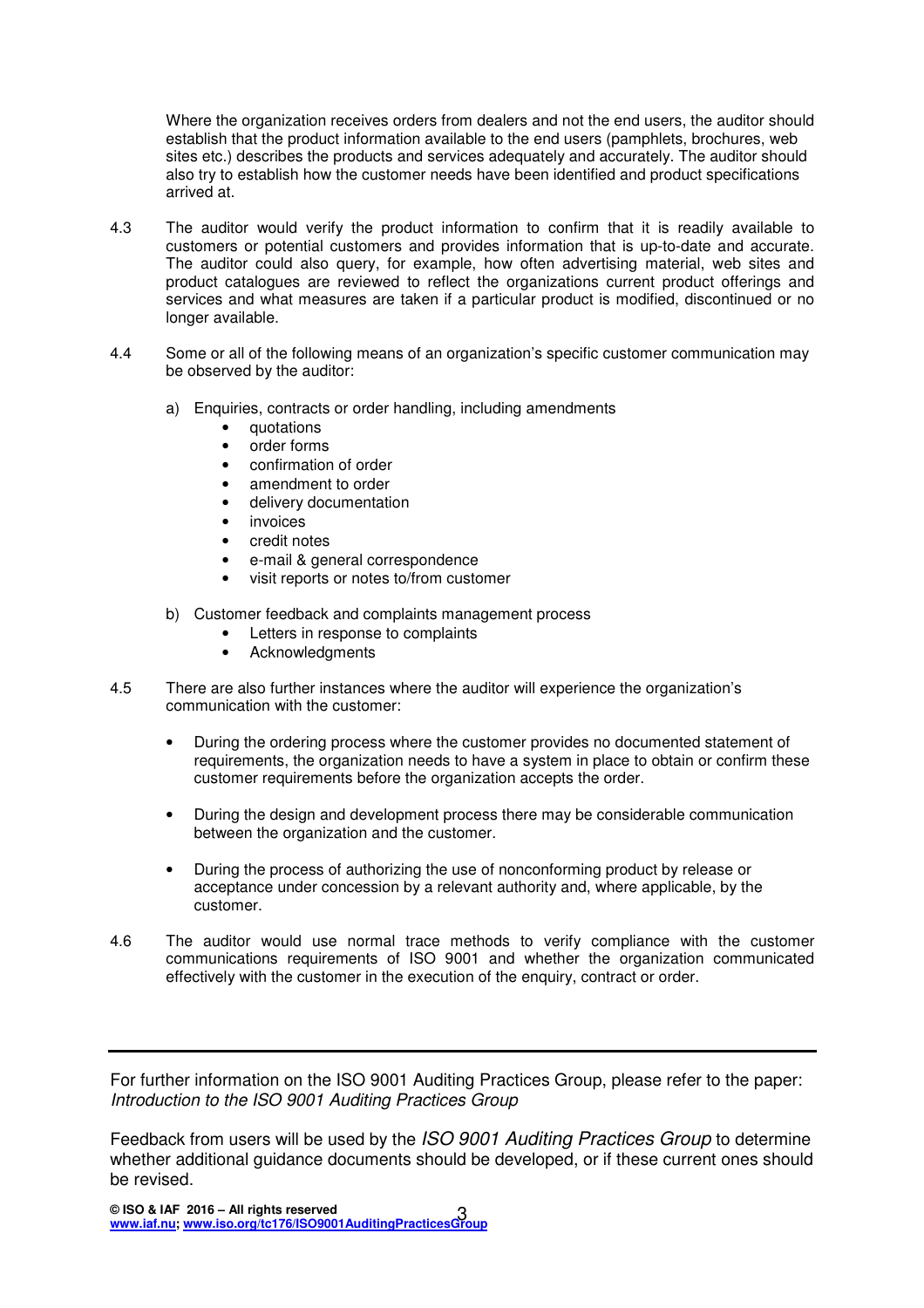Where the organization receives orders from dealers and not the end users, the auditor should establish that the product information available to the end users (pamphlets, brochures, web sites etc.) describes the products and services adequately and accurately. The auditor should also try to establish how the customer needs have been identified and product specifications arrived at.

4.3 The auditor would verify the product information to confirm that it is readily available to customers or potential customers and provides information that is up-to-date and accurate. The auditor could also query, for example, how often advertising material, web sites and product catalogues are reviewed to reflect the organizations current product offerings and services and what measures are taken if a particular product is modified, discontinued or no longer available.

4.4 Some or all of the following means of an organization's specific customer communication may be observed by the auditor:

a) Enquiries, contracts or order handling, including amendments
   - quotations
   - order forms
   - confirmation of order
   - amendment to order
   - delivery documentation
   - invoices
   - credit notes
   - e-mail & general correspondence
   - visit reports or notes to/from customer

b) Customer feedback and complaints management process
   - Letters in response to complaints
   - Acknowledgments

4.5 There are also further instances where the auditor will experience the organization's communication with the customer:

- During the ordering process where the customer provides no documented statement of requirements, the organization needs to have a system in place to obtain or confirm these customer requirements before the organization accepts the order.
- During the design and development process there may be considerable communication between the organization and the customer.
- During the process of authorizing the use of nonconforming product by release or acceptance under concession by a relevant authority and, where applicable, by the customer.

4.6 The auditor would use normal trace methods to verify compliance with the customer communications requirements of ISO 9001 and whether the organization communicated effectively with the customer in the execution of the enquiry, contract or order.

---

For further information on the ISO 9001 Auditing Practices Group, please refer to the paper: *Introduction to the ISO 9001 Auditing Practices Group*

Feedback from users will be used by the *ISO 9001 Auditing Practices Group* to determine whether additional guidance documents should be developed, or if these current ones should be revised.

**© ISO & IAF 2016 – All rights reserved**
**www.iaf.nu; www.iso.org/tc176/ISO9001AuditingPracticesGroup**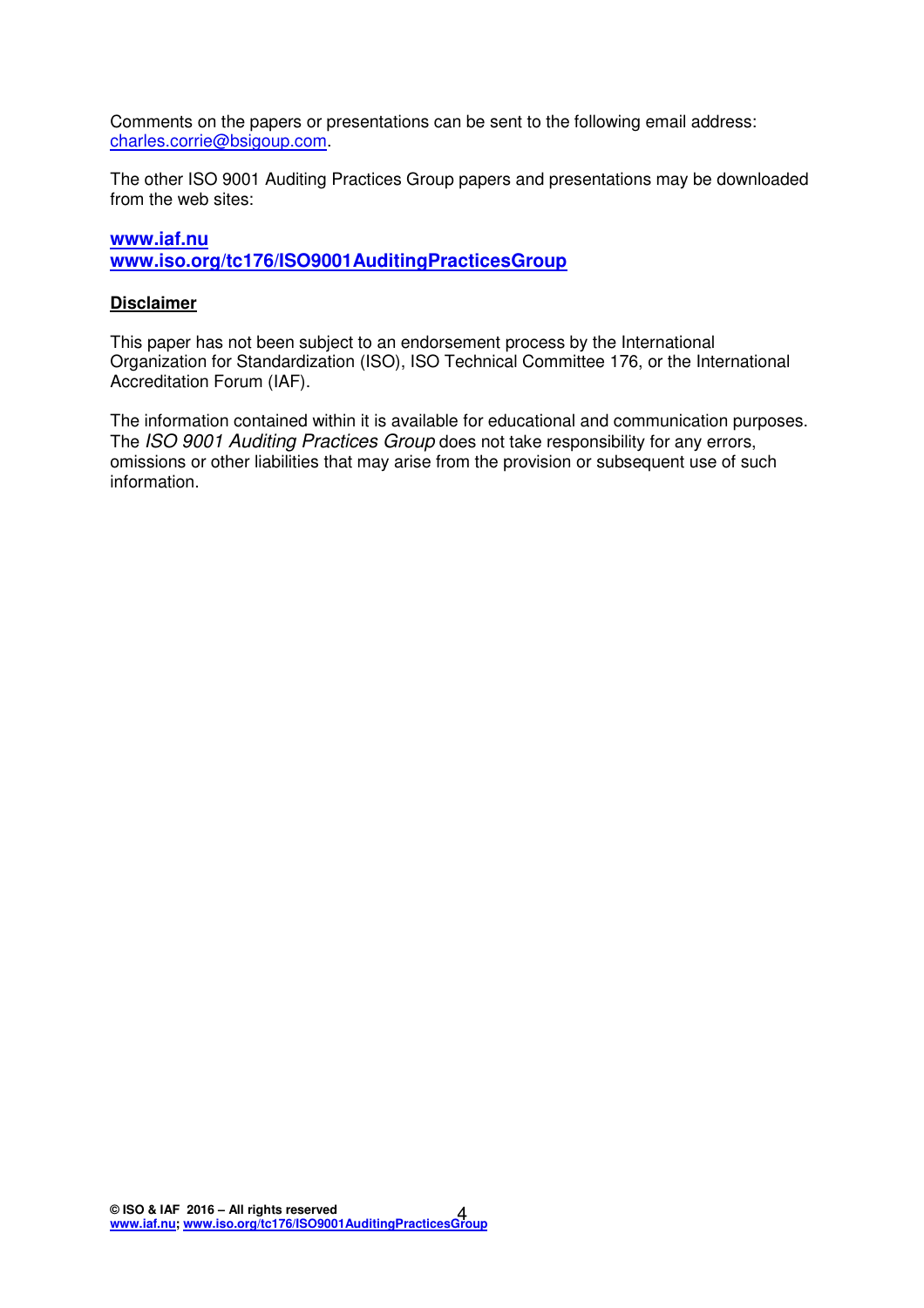Comments on the papers or presentations can be sent to the following email address: charles.corrie@bsigoup.com.

The other ISO 9001 Auditing Practices Group papers and presentations may be downloaded from the web sites:

**www.iaf.nu**
**www.iso.org/tc176/ISO9001AuditingPracticesGroup**

**Disclaimer**

This paper has not been subject to an endorsement process by the International Organization for Standardization (ISO), ISO Technical Committee 176, or the International Accreditation Forum (IAF).

The information contained within it is available for educational and communication purposes. The *ISO 9001 Auditing Practices Group* does not take responsibility for any errors, omissions or other liabilities that may arise from the provision or subsequent use of such information.